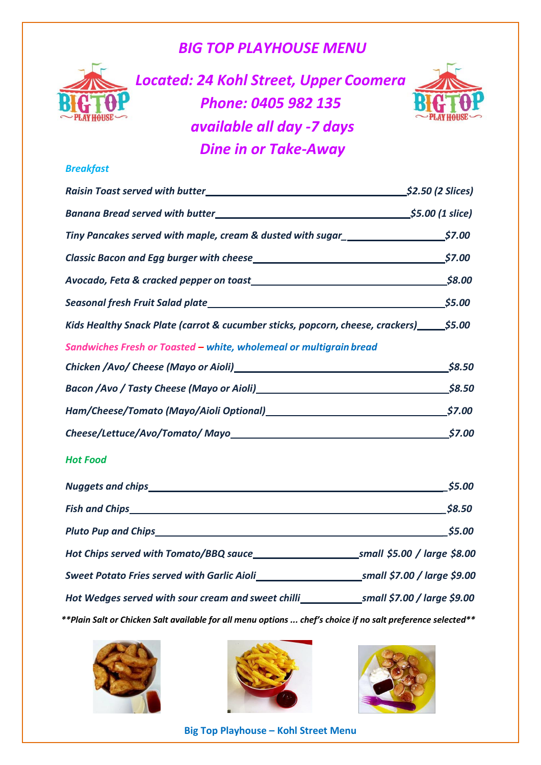# BIG TOP PLAYHOUSE MENU

## Located: 24 Kohl Street, Upper Coomera
## Phone: 0405 982 135
## available all day -7 days
## Dine in or Take-Away

### Breakfast

| Item | Price |
|---|---|
| Raisin Toast served with butter | $2.50 (2 Slices) |
| Banana Bread served with butter | $5.00 (1 slice) |
| Tiny Pancakes served with maple, cream & dusted with sugar | $7.00 |
| Classic Bacon and Egg burger with cheese | $7.00 |
| Avocado, Feta & cracked pepper on toast | $8.00 |
| Seasonal fresh Fruit Salad plate | $5.00 |
| Kids Healthy Snack Plate (carrot & cucumber sticks, popcorn, cheese, crackers) | $5.00 |

### Sandwiches Fresh or Toasted – white, wholemeal or multigrain bread

| Item | Price |
|---|---|
| Chicken /Avo/ Cheese (Mayo or Aioli) | $8.50 |
| Bacon /Avo / Tasty Cheese (Mayo or Aioli) | $8.50 |
| Ham/Cheese/Tomato (Mayo/Aioli Optional) | $7.00 |
| Cheese/Lettuce/Avo/Tomato/ Mayo | $7.00 |

### Hot Food

| Item | Price |
|---|---|
| Nuggets and chips | $5.00 |
| Fish and Chips | $8.50 |
| Pluto Pup and Chips | $5.00 |
| Hot Chips served with Tomato/BBQ sauce | small $5.00 / large $8.00 |
| Sweet Potato Fries served with Garlic Aioli | small $7.00 / large $9.00 |
| Hot Wedges served with sour cream and sweet chilli | small $7.00 / large $9.00 |

***Plain Salt or Chicken Salt available for all menu options ... chef's choice if no salt preference selected***

**Big Top Playhouse – Kohl Street Menu**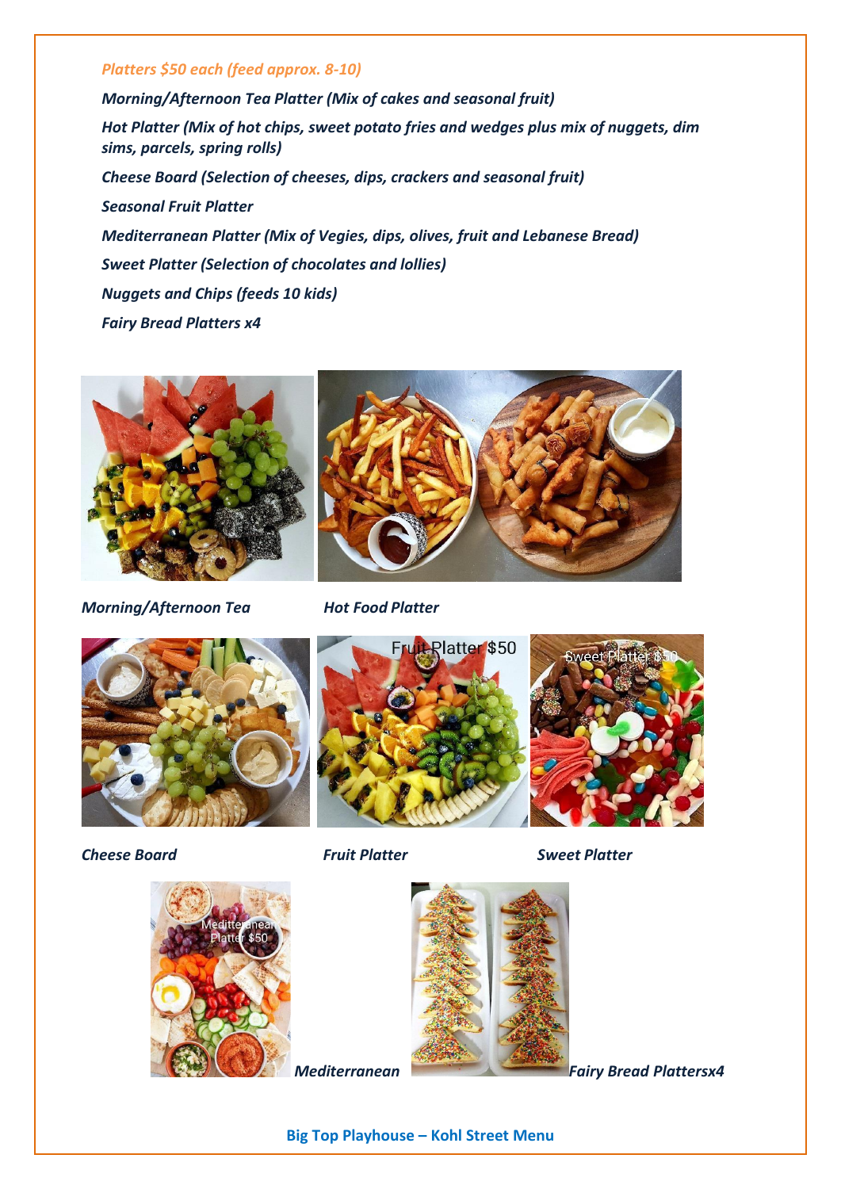*Platters $50 each (feed approx. 8-10)*

***Morning/Afternoon Tea Platter (Mix of cakes and seasonal fruit)***

***Hot Platter (Mix of hot chips, sweet potato fries and wedges plus mix of nuggets, dim sims, parcels, spring rolls)***

***Cheese Board (Selection of cheeses, dips, crackers and seasonal fruit)***

***Seasonal Fruit Platter***

***Mediterranean Platter (Mix of Vegies, dips, olives, fruit and Lebanese Bread)***

***Sweet Platter (Selection of chocolates and lollies)***

***Nuggets and Chips (feeds 10 kids)***

***Fairy Bread Platters x4***

***Morning/Afternoon Tea***

***Hot Food Platter***

***Cheese Board***

***Fruit Platter***

***Sweet Platter***

***Mediterranean***

***Fairy Bread Plattersx4***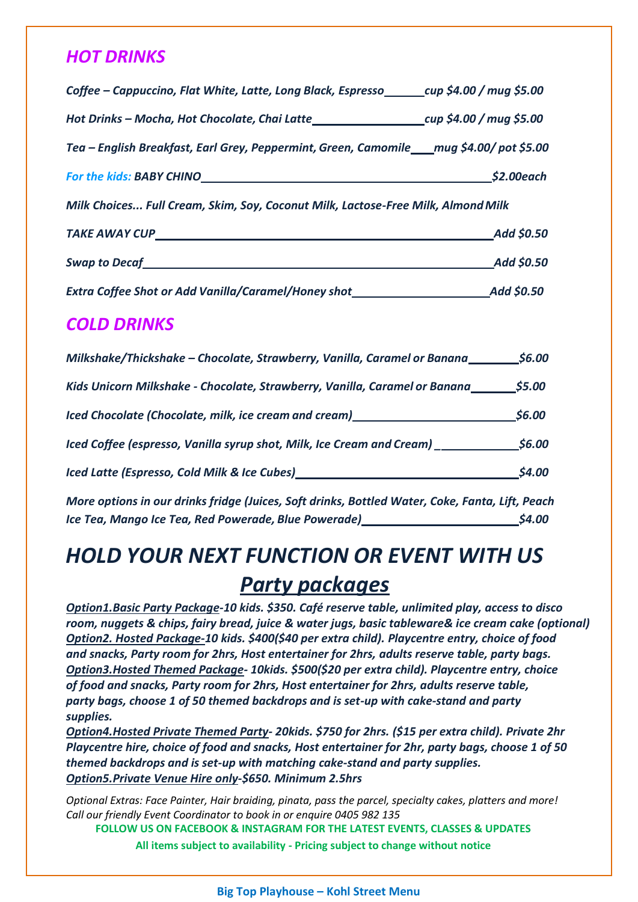## *HOT DRINKS*

*Coffee – Cappuccino, Flat White, Latte, Long Black, Espresso______cup $4.00 / mug $5.00*

*Hot Drinks – Mocha, Hot Chocolate, Chai Latte________________cup $4.00 / mug $5.00*

*Tea – English Breakfast, Earl Grey, Peppermint, Green, Camomile___mug $4.00/ pot $5.00*

*For the kids: BABY CHINO____________________________________________$2.00each*

*Milk Choices... Full Cream, Skim, Soy, Coconut Milk, Lactose-Free Milk, Almond Milk*

*TAKE AWAY CUP____________________________________________________Add $0.50*

*Swap to Decaf_____________________________________________________Add $0.50*

*Extra Coffee Shot or Add Vanilla/Caramel/Honey shot____________________Add $0.50*

## *COLD DRINKS*

*Milkshake/Thickshake – Chocolate, Strawberry, Vanilla, Caramel or Banana________$6.00*

*Kids Unicorn Milkshake - Chocolate, Strawberry, Vanilla, Caramel or Banana_______$5.00*

*Iced Chocolate (Chocolate, milk, ice cream and cream)_________________________$6.00*

*Iced Coffee (espresso, Vanilla syrup shot, Milk, Ice Cream and Cream) _____________$6.00*

*Iced Latte (Espresso, Cold Milk & Ice Cubes)______________________________$4.00*

*More options in our drinks fridge (Juices, Soft drinks, Bottled Water, Coke, Fanta, Lift, Peach Ice Tea, Mango Ice Tea, Red Powerade, Blue Powerade)________________________$4.00*

# *HOLD YOUR NEXT FUNCTION OR EVENT WITH US*

## *Party packages*

***Option1.Basic Party Package**-10 kids. $350. Café reserve table, unlimited play, access to disco room, nuggets & chips, fairy bread, juice & water jugs, basic tableware& ice cream cake (optional)*
***Option2. Hosted Package**-10 kids. $400($40 per extra child). Playcentre entry, choice of food and snacks, Party room for 2hrs, Host entertainer for 2hrs, adults reserve table, party bags.*
***Option3.Hosted Themed Package**- 10kids. $500($20 per extra child). Playcentre entry, choice of food and snacks, Party room for 2hrs, Host entertainer for 2hrs, adults reserve table, party bags, choose 1 of 50 themed backdrops and is set-up with cake-stand and party supplies.*
***Option4.Hosted Private Themed Party**- 20kids. $750 for 2hrs. ($15 per extra child). Private 2hr Playcentre hire, choice of food and snacks, Host entertainer for 2hr, party bags, choose 1 of 50 themed backdrops and is set-up with matching cake-stand and party supplies.*
***Option5.Private Venue Hire only**-$650. Minimum 2.5hrs*

*Optional Extras: Face Painter, Hair braiding, pinata, pass the parcel, specialty cakes, platters and more! Call our friendly Event Coordinator to book in or enquire 0405 982 135*

**FOLLOW US ON FACEBOOK & INSTAGRAM FOR THE LATEST EVENTS, CLASSES & UPDATES**

**All items subject to availability - Pricing subject to change without notice**

**Big Top Playhouse – Kohl Street Menu**